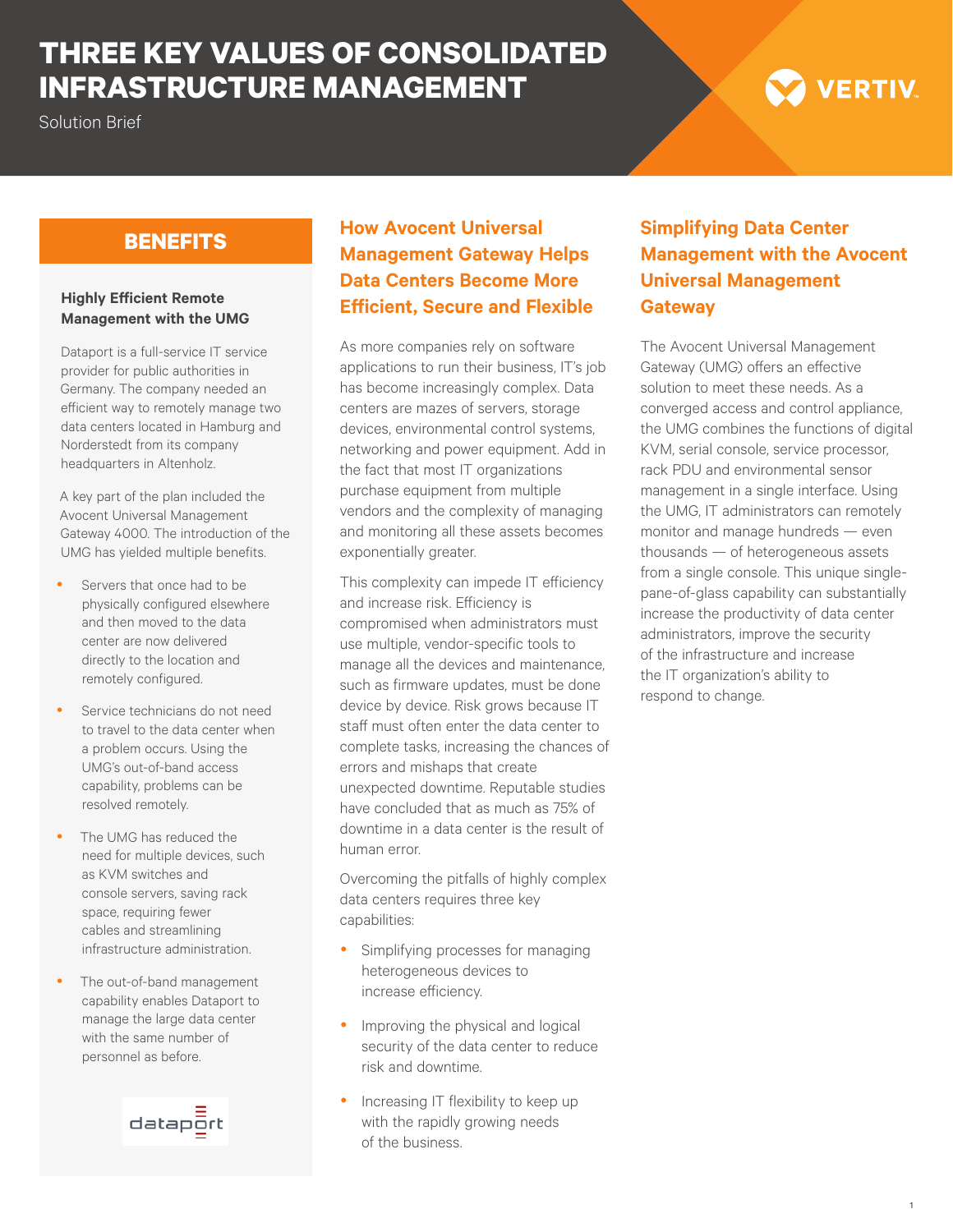# THREE KEY VALUES OF CONSOLIDATED INFRASTRUCTURE MANAGEMENT

Solution Brief

## BENEFITS

### Highly Efficient Remote Management with the UMG

Dataport is a full-service IT service provider for public authorities in Germany. The company needed an efficient way to remotely manage two data centers located in Hamburg and Norderstedt from its company headquarters in Altenholz.

A key part of the plan included the Avocent Universal Management Gateway 4000. The introduction of the UMG has yielded multiple benefits.

- Servers that once had to be physically configured elsewhere and then moved to the data center are now delivered directly to the location and remotely configured.
- Service technicians do not need to travel to the data center when a problem occurs. Using the UMG's out-of-band access capability, problems can be resolved remotely.
- The UMG has reduced the need for multiple devices, such as KVM switches and console servers, saving rack space, requiring fewer cables and streamlining infrastructure administration.
- The out-of-band management capability enables Dataport to manage the large data center with the same number of personnel as before.

## How Avocent Universal Management Gateway Helps Data Centers Become More Efficient, Secure and Flexible

As more companies rely on software applications to run their business, IT's job has become increasingly complex. Data centers are mazes of servers, storage devices, environmental control systems, networking and power equipment. Add in the fact that most IT organizations purchase equipment from multiple vendors and the complexity of managing and monitoring all these assets becomes exponentially greater.

This complexity can impede IT efficiency and increase risk. Efficiency is compromised when administrators must use multiple, vendor-specific tools to manage all the devices and maintenance, such as firmware updates, must be done device by device. Risk grows because IT staff must often enter the data center to complete tasks, increasing the chances of errors and mishaps that create unexpected downtime. Reputable studies have concluded that as much as 75% of downtime in a data center is the result of human error.

Overcoming the pitfalls of highly complex data centers requires three key capabilities:

- Simplifying processes for managing heterogeneous devices to increase efficiency.
- Improving the physical and logical security of the data center to reduce risk and downtime.
- Increasing IT flexibility to keep up with the rapidly growing needs of the business.

## Simplifying Data Center Management with the Avocent Universal Management Gateway

The Avocent Universal Management Gateway (UMG) offers an effective solution to meet these needs. As a converged access and control appliance, the UMG combines the functions of digital KVM, serial console, service processor, rack PDU and environmental sensor management in a single interface. Using the UMG, IT administrators can remotely monitor and manage hundreds — even thousands — of heterogeneous assets from a single console. This unique single-pane-of-glass capability can substantially increase the productivity of data center administrators, improve the security of the infrastructure and increase the IT organization's ability to respond to change.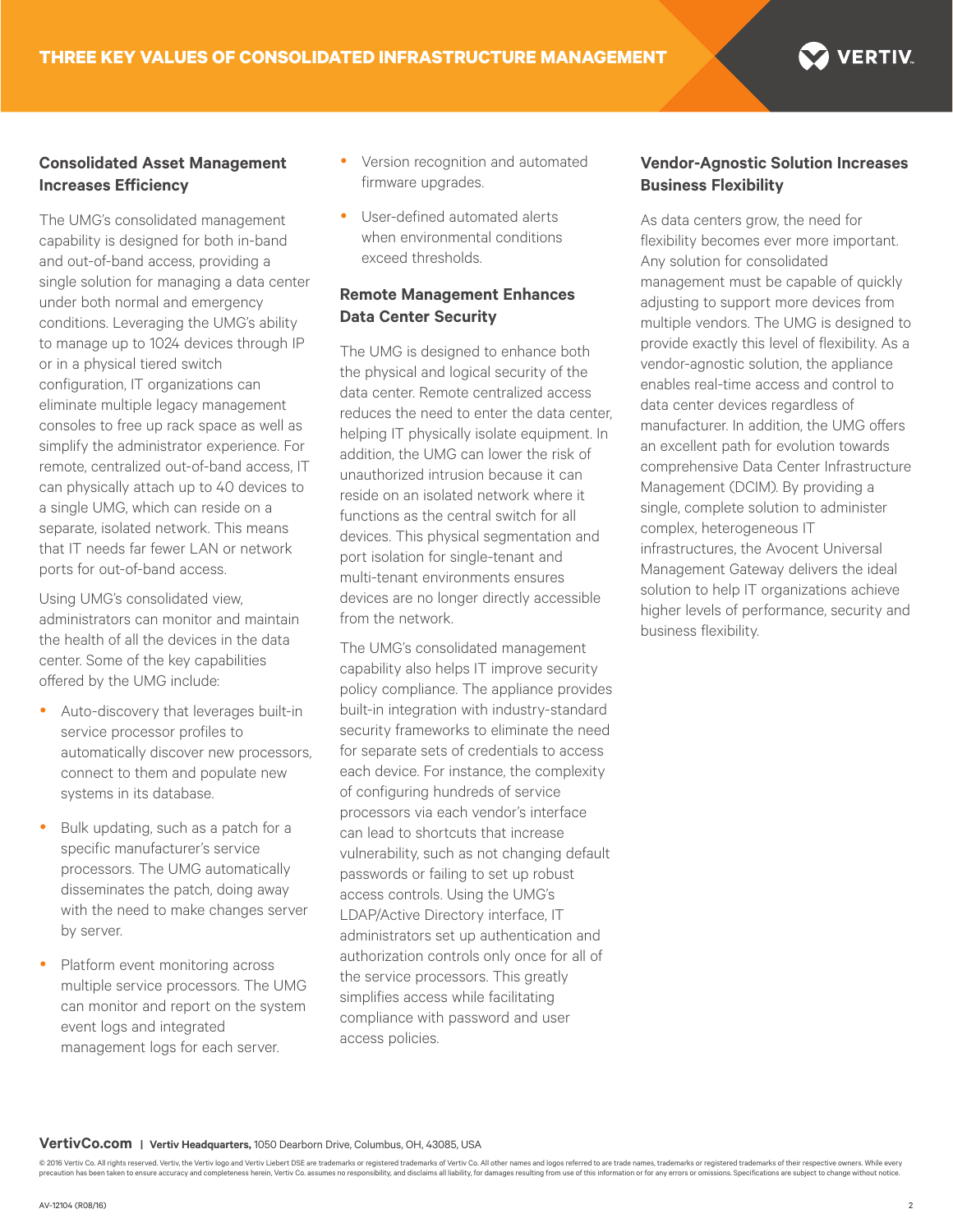### Consolidated Asset Management Increases Efficiency

The UMG's consolidated management capability is designed for both in-band and out-of-band access, providing a single solution for managing a data center under both normal and emergency conditions. Leveraging the UMG's ability to manage up to 1024 devices through IP or in a physical tiered switch configuration, IT organizations can eliminate multiple legacy management consoles to free up rack space as well as simplify the administrator experience. For remote, centralized out-of-band access, IT can physically attach up to 40 devices to a single UMG, which can reside on a separate, isolated network. This means that IT needs far fewer LAN or network ports for out-of-band access.

Using UMG's consolidated view, administrators can monitor and maintain the health of all the devices in the data center. Some of the key capabilities offered by the UMG include:

- Auto-discovery that leverages built-in service processor profiles to automatically discover new processors, connect to them and populate new systems in its database.
- Bulk updating, such as a patch for a specific manufacturer's service processors. The UMG automatically disseminates the patch, doing away with the need to make changes server by server.
- Platform event monitoring across multiple service processors. The UMG can monitor and report on the system event logs and integrated management logs for each server.
- Version recognition and automated firmware upgrades.
- User-defined automated alerts when environmental conditions exceed thresholds.

### Remote Management Enhances Data Center Security

The UMG is designed to enhance both the physical and logical security of the data center. Remote centralized access reduces the need to enter the data center, helping IT physically isolate equipment. In addition, the UMG can lower the risk of unauthorized intrusion because it can reside on an isolated network where it functions as the central switch for all devices. This physical segmentation and port isolation for single-tenant and multi-tenant environments ensures devices are no longer directly accessible from the network.

The UMG's consolidated management capability also helps IT improve security policy compliance. The appliance provides built-in integration with industry-standard security frameworks to eliminate the need for separate sets of credentials to access each device. For instance, the complexity of configuring hundreds of service processors via each vendor's interface can lead to shortcuts that increase vulnerability, such as not changing default passwords or failing to set up robust access controls. Using the UMG's LDAP/Active Directory interface, IT administrators set up authentication and authorization controls only once for all of the service processors. This greatly simplifies access while facilitating compliance with password and user access policies.

### Vendor-Agnostic Solution Increases Business Flexibility

As data centers grow, the need for flexibility becomes ever more important. Any solution for consolidated management must be capable of quickly adjusting to support more devices from multiple vendors. The UMG is designed to provide exactly this level of flexibility. As a vendor-agnostic solution, the appliance enables real-time access and control to data center devices regardless of manufacturer. In addition, the UMG offers an excellent path for evolution towards comprehensive Data Center Infrastructure Management (DCIM). By providing a single, complete solution to administer complex, heterogeneous IT infrastructures, the Avocent Universal Management Gateway delivers the ideal solution to help IT organizations achieve higher levels of performance, security and business flexibility.

**VertivCo.com** | **Vertiv Headquarters,** 1050 Dearborn Drive, Columbus, OH, 43085, USA

© 2016 Vertiv Co. All rights reserved. Vertiv, the Vertiv logo and Vertiv Liebert DSE are trademarks or registered trademarks of Vertiv Co. All other names and logos referred to are trade names, trademarks or registered trademarks of their respective owners. While every precaution has been taken to ensure accuracy and completeness herein, Vertiv Co. assumes no responsibility, and disclaims all liability, for damages resulting from use of this information or for any errors or omissions. Specifications are subject to change without notice.

AV-12104 (R08/16)